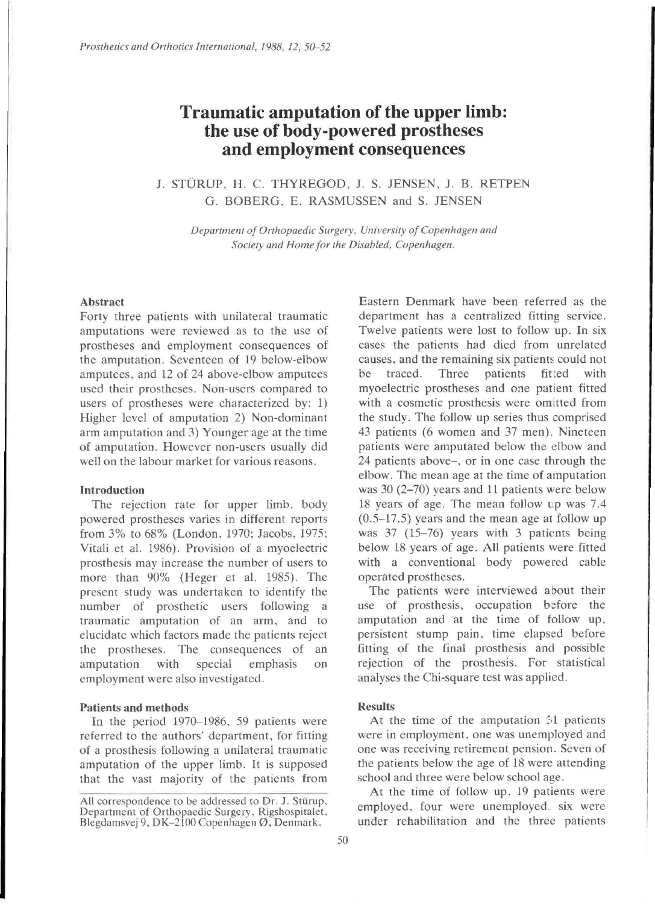# Traumatic amputation of the upper limb: the use of body-powered prostheses and employment consequences

J. STÜRUP, H. C. THYREGOD, J. S. JENSEN, J. B. RETPEN G. BOBERG, E. RASMUSSEN and S. JENSEN

*Department of Orthopaedic Surgery, University of Copenhagen and Society and Home for the Disabled, Copenhagen.*

### Abstract

Forty three patients with unilateral traumatic amputations were reviewed as to the use of prostheses and employment consequences of the amputation. Seventeen of 19 below-elbow amputees, and 12 of 24 above-elbow amputees used their prostheses. Non-users compared to users of prostheses were characterized by: 1) Higher level of amputation 2) Non-dominant arm amputation and 3) Younger age at the time of amputation. However non-users usually did well on the labour market for various reasons.

### Introduction

The rejection rate for upper limb, body powered prostheses varies in different reports from 3% to 68% (London, 1970; Jacobs, 1975; Vitali et al. 1986). Provision of a myoelectric prosthesis may increase the number of users to more than 90% (Heger et al. 1985). The present study was undertaken to identify the number of prosthetic users following a traumatic amputation of an arm, and to elucidate which factors made the patients reject the prostheses. The consequences of an amputation with special emphasis on employment were also investigated.

### Patients and methods

In the period 1970–1986, 59 patients were referred to the authors' department, for fitting of a prosthesis following a unilateral traumatic amputation of the upper limb. It is supposed that the vast majority of the patients from Eastern Denmark have been referred as the department has a centralized fitting service. Twelve patients were lost to follow up. In six cases the patients had died from unrelated causes, and the remaining six patients could not be traced. Three patients fitted with myoelectric prostheses and one patient fitted with a cosmetic prosthesis were omitted from the study. The follow up series thus comprised 43 patients (6 women and 37 men). Nineteen patients were amputated below the elbow and 24 patients above-, or in one case through the elbow. The mean age at the time of amputation was 30 (2–70) years and 11 patients were below 18 years of age. The mean follow up was 7.4 (0.5–17.5) years and the mean age at follow up was 37 (15–76) years with 3 patients being below 18 years of age. All patients were fitted with a conventional body powered cable operated prostheses.

The patients were interviewed about their use of prosthesis, occupation before the amputation and at the time of follow up, persistent stump pain, time elapsed before fitting of the final prosthesis and possible rejection of the prosthesis. For statistical analyses the Chi-square test was applied.

### Results

At the time of the amputation 31 patients were in employment, one was unemployed and one was receiving retirement pension. Seven of the patients below the age of 18 were attending school and three were below school age.

At the time of follow up, 19 patients were employed, four were unemployed, six were under rehabilitation and the three patients

All correspondence to be addressed to Dr. J. Stürup, Department of Orthopaedic Surgery, Rigshospitalet, Blegdamsvej 9, DK-2100 Copenhagen Ø, Denmark.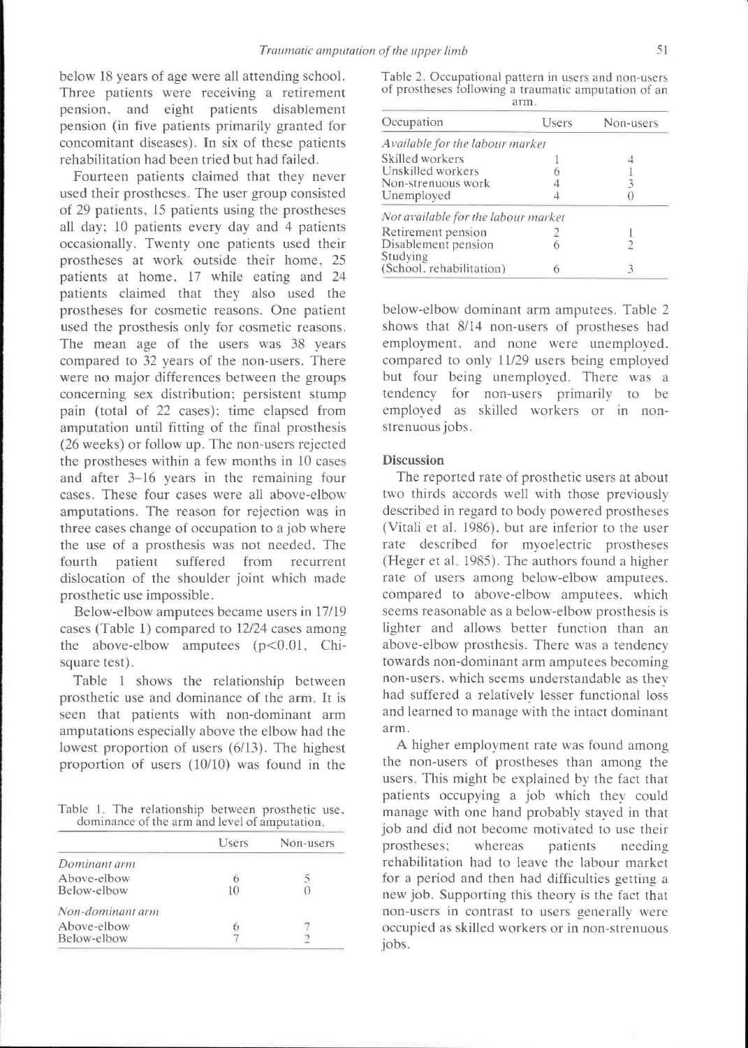below 18 years of age were all attending school. Three patients were receiving a retirement pension, and eight patients disablement pension (in five patients primarily granted for concomitant diseases). In six of these patients rehabilitation had been tried but had failed.

Fourteen patients claimed that they never used their prostheses. The user group consisted of 29 patients, 15 patients using the prostheses all day; 10 patients every day and 4 patients occasionally. Twenty one patients used their prostheses at work outside their home, 25 patients at home, 17 while eating and 24 patients claimed that they also used the prostheses for cosmetic reasons. One patient used the prosthesis only for cosmetic reasons. The mean age of the users was 38 years compared to 32 years of the non-users. There were no major differences between the groups concerning sex distribution; persistent stump pain (total of 22 cases); time elapsed from amputation until fitting of the final prosthesis (26 weeks) or follow up. The non-users rejected the prostheses within a few months in 10 cases and after 3–16 years in the remaining four cases. These four cases were all above-elbow amputations. The reason for rejection was in three cases change of occupation to a job where the use of a prosthesis was not needed. The fourth patient suffered from recurrent dislocation of the shoulder joint which made prosthetic use impossible.

Below-elbow amputees became users in 17/19 cases (Table 1) compared to 12/24 cases among the above-elbow amputees ($p<0.01$, Chi-square test).

Table 1 shows the relationship between prosthetic use and dominance of the arm. It is seen that patients with non-dominant arm amputations especially above the elbow had the lowest proportion of users (6/13). The highest proportion of users (10/10) was found in the below-elbow dominant arm amputees. Table 2 shows that 8/14 non-users of prostheses had employment, and none were unemployed, compared to only 11/29 users being employed but four being unemployed. There was a tendency for non-users primarily to be employed as skilled workers or in non-strenuous jobs.

Table 1. The relationship between prosthetic use, dominance of the arm and level of amputation.

| | Users | Non-users |
|---|---|---|
| *Dominant arm* | | |
| Above-elbow | 6 | 5 |
| Below-elbow | 10 | 0 |
| *Non-dominant arm* | | |
| Above-elbow | 6 | 7 |
| Below-elbow | 7 | 2 |

Table 2. Occupational pattern in users and non-users of prostheses following a traumatic amputation of an arm.

| Occupation | Users | Non-users |
|---|---|---|
| *Available for the labour market* | | |
| Skilled workers | 1 | 4 |
| Unskilled workers | 6 | 1 |
| Non-strenuous work | 4 | 3 |
| Unemployed | 4 | 0 |
| *Not available for the labour market* | | |
| Retirement pension | 2 | 1 |
| Disablement pension | 6 | 2 |
| Studying (School, rehabilitation) | 6 | 3 |

## Discussion

The reported rate of prosthetic users at about two thirds accords well with those previously described in regard to body powered prostheses (Vitali et al. 1986), but are inferior to the user rate described for myoelectric prostheses (Heger et al. 1985). The authors found a higher rate of users among below-elbow amputees, compared to above-elbow amputees, which seems reasonable as a below-elbow prosthesis is lighter and allows better function than an above-elbow prosthesis. There was a tendency towards non-dominant arm amputees becoming non-users, which seems understandable as they had suffered a relatively lesser functional loss and learned to manage with the intact dominant arm.

A higher employment rate was found among the non-users of prostheses than among the users. This might be explained by the fact that patients occupying a job which they could manage with one hand probably stayed in that job and did not become motivated to use their prostheses; whereas patients needing rehabilitation had to leave the labour market for a period and then had difficulties getting a new job. Supporting this theory is the fact that non-users in contrast to users generally were occupied as skilled workers or in non-strenuous jobs.